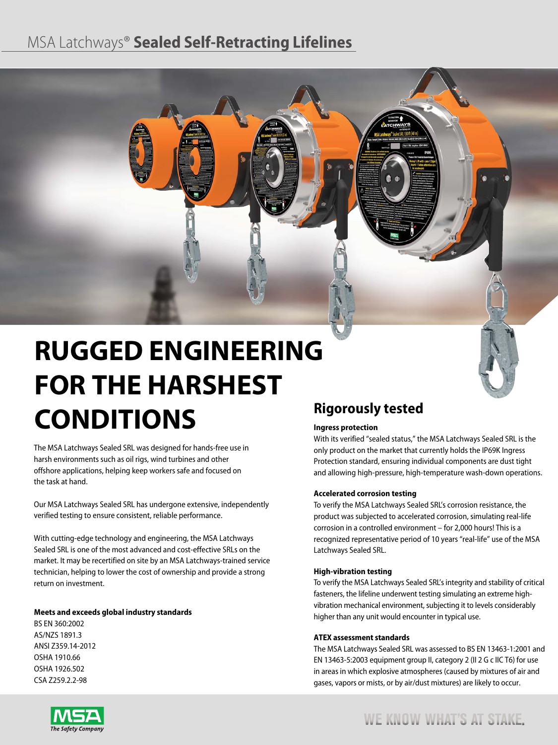# MSA Latchways® **Sealed Self-Retracting Lifelines**

## RUGGED ENGINEERING FOR THE HARSHEST CONDITIONS

The MSA Latchways Sealed SRL was designed for hands-free use in harsh environments such as oil rigs, wind turbines and other offshore applications, helping keep workers safe and focused on the task at hand.

Our MSA Latchways Sealed SRL has undergone extensive, independently verified testing to ensure consistent, reliable performance.

With cutting-edge technology and engineering, the MSA Latchways Sealed SRL is one of the most advanced and cost-effective SRLs on the market. It may be recertified on site by an MSA Latchways-trained service technician, helping to lower the cost of ownership and provide a strong return on investment.

**Meets and exceeds global industry standards**

BS EN 360:2002
AS/NZS 1891.3
ANSI Z359.14-2012
OSHA 1910.66
OSHA 1926.502
CSA Z259.2.2-98

## Rigorously tested

**Ingress protection**

With its verified "sealed status," the MSA Latchways Sealed SRL is the only product on the market that currently holds the IP69K Ingress Protection standard, ensuring individual components are dust tight and allowing high-pressure, high-temperature wash-down operations.

**Accelerated corrosion testing**

To verify the MSA Latchways Sealed SRL's corrosion resistance, the product was subjected to accelerated corrosion, simulating real-life corrosion in a controlled environment – for 2,000 hours! This is a recognized representative period of 10 years "real-life" use of the MSA Latchways Sealed SRL.

**High-vibration testing**

To verify the MSA Latchways Sealed SRL's integrity and stability of critical fasteners, the lifeline underwent testing simulating an extreme high-vibration mechanical environment, subjecting it to levels considerably higher than any unit would encounter in typical use.

**ATEX assessment standards**

The MSA Latchways Sealed SRL was assessed to BS EN 13463-1:2001 and EN 13463-5:2003 equipment group II, category 2 (II 2 G c IIC T6) for use in areas in which explosive atmospheres (caused by mixtures of air and gases, vapors or mists, or by air/dust mixtures) are likely to occur.

MSA *The Safety Company*

WE KNOW WHAT'S AT STAKE.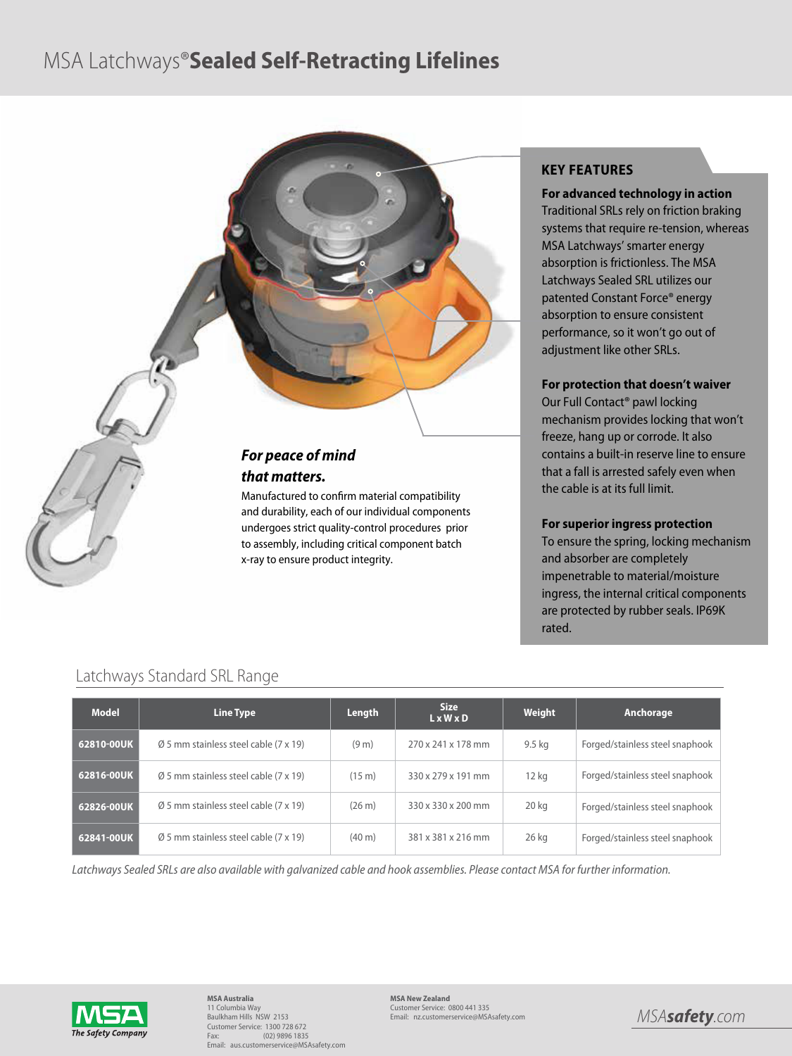# MSA Latchways® **Sealed Self-Retracting Lifelines**

## KEY FEATURES

**For advanced technology in action**
Traditional SRLs rely on friction braking systems that require re-tension, whereas MSA Latchways' smarter energy absorption is frictionless. The MSA Latchways Sealed SRL utilizes our patented Constant Force® energy absorption to ensure consistent performance, so it won't go out of adjustment like other SRLs.

**For protection that doesn't waiver**
Our Full Contact® pawl locking mechanism provides locking that won't freeze, hang up or corrode. It also contains a built-in reserve line to ensure that a fall is arrested safely even when the cable is at its full limit.

**For superior ingress protection**
To ensure the spring, locking mechanism and absorber are completely impenetrable to material/moisture ingress, the internal critical components are protected by rubber seals. IP69K rated.

### *For peace of mind that matters.*

Manufactured to confirm material compatibility and durability, each of our individual components undergoes strict quality-control procedures prior to assembly, including critical component batch x-ray to ensure product integrity.

## Latchways Standard SRL Range

| Model | Line Type | Length | Size L x W x D | Weight | Anchorage |
|---|---|---|---|---|---|
| 62810-00UK | Ø 5 mm stainless steel cable (7 x 19) | (9 m) | 270 x 241 x 178 mm | 9.5 kg | Forged/stainless steel snaphook |
| 62816-00UK | Ø 5 mm stainless steel cable (7 x 19) | (15 m) | 330 x 279 x 191 mm | 12 kg | Forged/stainless steel snaphook |
| 62826-00UK | Ø 5 mm stainless steel cable (7 x 19) | (26 m) | 330 x 330 x 200 mm | 20 kg | Forged/stainless steel snaphook |
| 62841-00UK | Ø 5 mm stainless steel cable (7 x 19) | (40 m) | 381 x 381 x 216 mm | 26 kg | Forged/stainless steel snaphook |

*Latchways Sealed SRLs are also available with galvanized cable and hook assemblies. Please contact MSA for further information.*

MSA The Safety Company

**MSA Australia**
11 Columbia Way
Baulkham Hills NSW 2153
Customer Service: 1300 728 672
Fax: (02) 9896 1835
Email: aus.customerservice@MSAsafety.com

**MSA New Zealand**
Customer Service: 0800 441 335
Email: nz.customerservice@MSAsafety.com

MSA***safety***.com